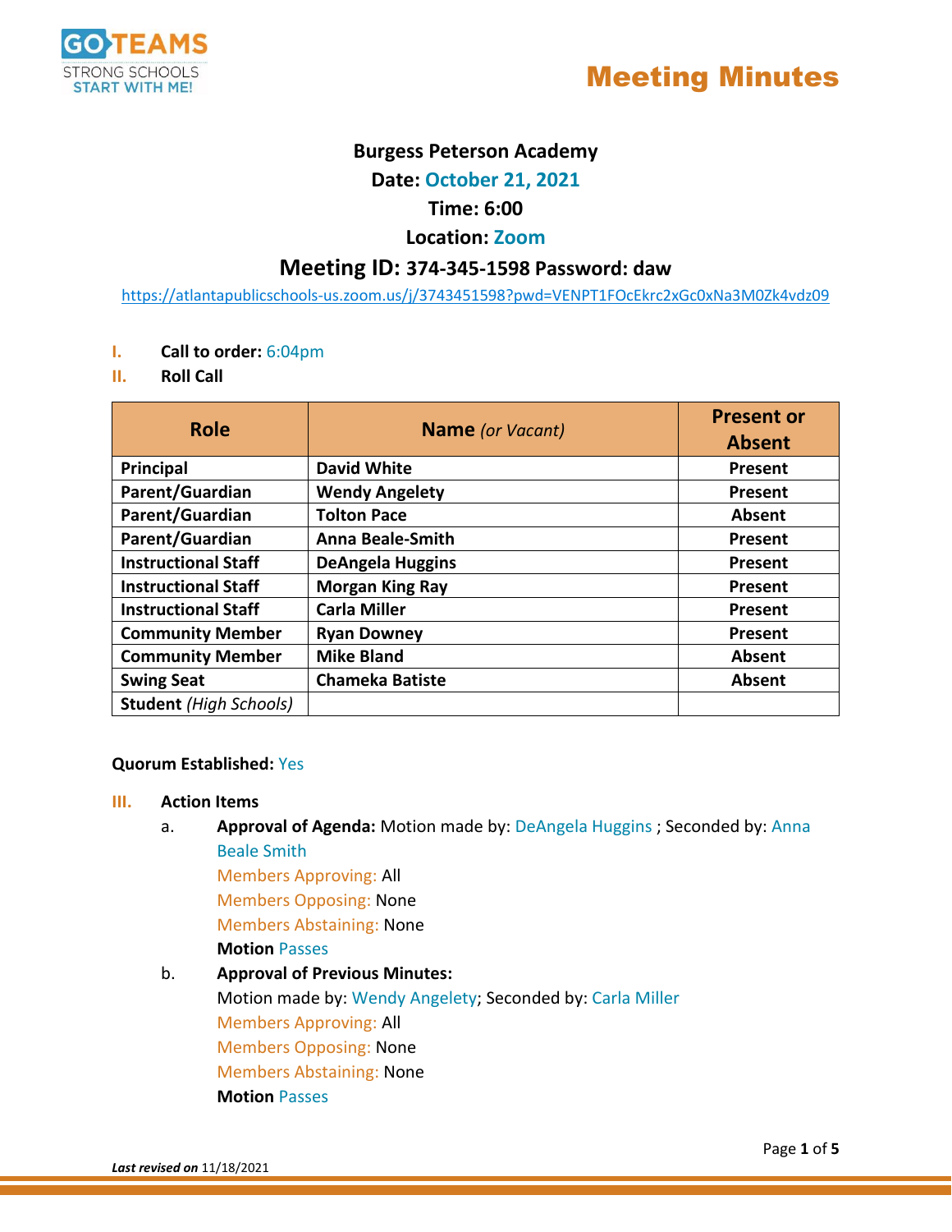GO TEAMS
STRONG SCHOOLS
START WITH ME!

# Meeting Minutes

**Burgess Peterson Academy**

**Date: October 21, 2021**

**Time: 6:00**

**Location: Zoom**

**Meeting ID: 374-345-1598 Password: daw**

https://atlantapublicschools-us.zoom.us/j/3743451598?pwd=VENPT1FOcEkrc2xGc0xNa3M0Zk4vdz09

**I. Call to order:** 6:04pm

**II. Roll Call**

| Role | Name *(or Vacant)* | Present or Absent |
|---|---|---|
| **Principal** | **David White** | **Present** |
| **Parent/Guardian** | **Wendy Angelety** | **Present** |
| **Parent/Guardian** | **Tolton Pace** | **Absent** |
| **Parent/Guardian** | **Anna Beale-Smith** | **Present** |
| **Instructional Staff** | **DeAngela Huggins** | **Present** |
| **Instructional Staff** | **Morgan King Ray** | **Present** |
| **Instructional Staff** | **Carla Miller** | **Present** |
| **Community Member** | **Ryan Downey** | **Present** |
| **Community Member** | **Mike Bland** | **Absent** |
| **Swing Seat** | **Chameka Batiste** | **Absent** |
| **Student** *(High Schools)* | | |

**Quorum Established:** Yes

**III. Action Items**

a. **Approval of Agenda:** Motion made by: DeAngela Huggins ; Seconded by: Anna Beale Smith
   Members Approving: All
   Members Opposing: None
   Members Abstaining: None
   **Motion** Passes

b. **Approval of Previous Minutes:**
   Motion made by: Wendy Angelety; Seconded by: Carla Miller
   Members Approving: All
   Members Opposing: None
   Members Abstaining: None
   **Motion** Passes

***Last revised on*** 11/18/2021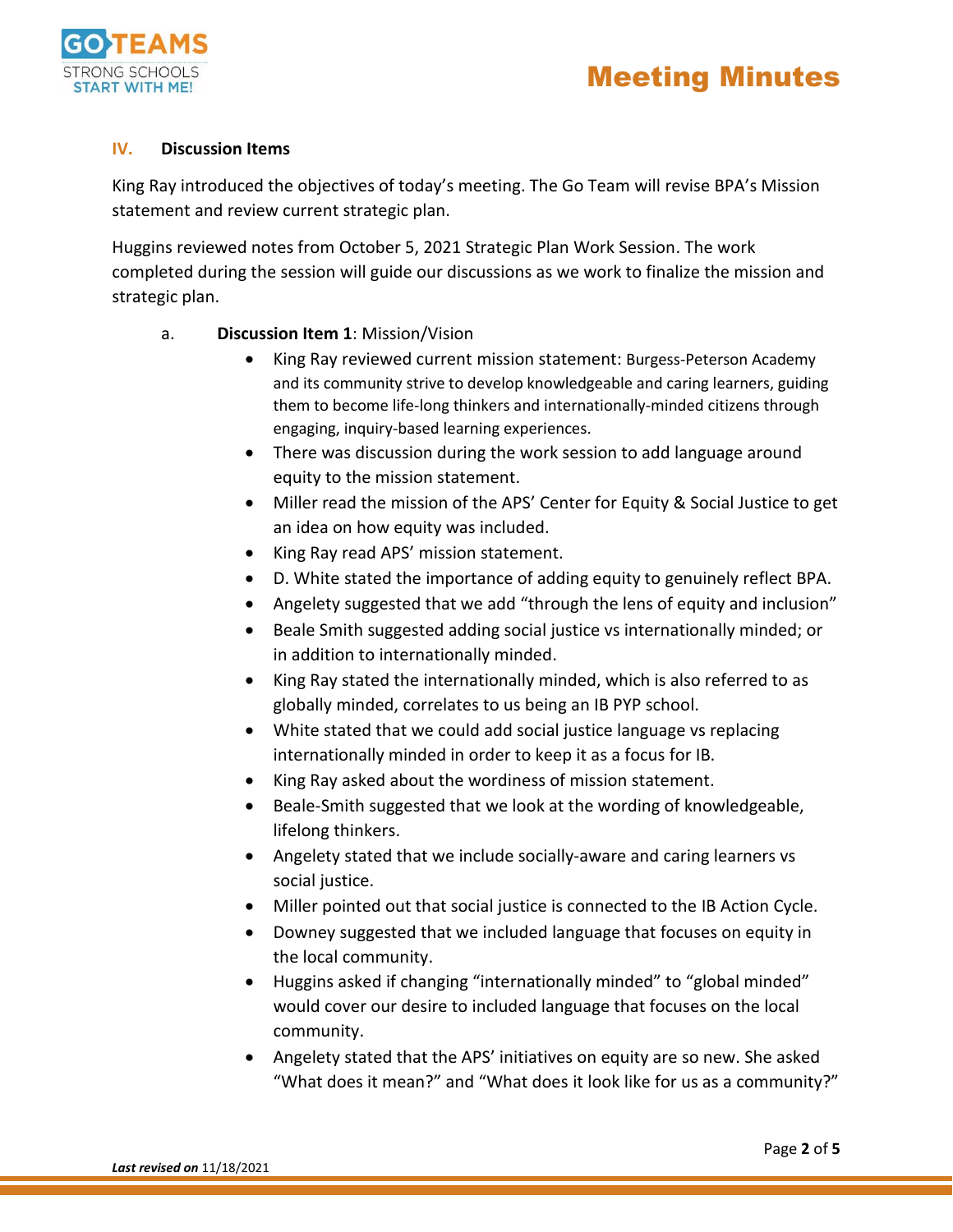## IV. Discussion Items

King Ray introduced the objectives of today's meeting. The Go Team will revise BPA's Mission statement and review current strategic plan.

Huggins reviewed notes from October 5, 2021 Strategic Plan Work Session. The work completed during the session will guide our discussions as we work to finalize the mission and strategic plan.

a. **Discussion Item 1**: Mission/Vision

- King Ray reviewed current mission statement: Burgess-Peterson Academy and its community strive to develop knowledgeable and caring learners, guiding them to become life-long thinkers and internationally-minded citizens through engaging, inquiry-based learning experiences.
- There was discussion during the work session to add language around equity to the mission statement.
- Miller read the mission of the APS' Center for Equity & Social Justice to get an idea on how equity was included.
- King Ray read APS' mission statement.
- D. White stated the importance of adding equity to genuinely reflect BPA.
- Angelety suggested that we add "through the lens of equity and inclusion"
- Beale Smith suggested adding social justice vs internationally minded; or in addition to internationally minded.
- King Ray stated the internationally minded, which is also referred to as globally minded, correlates to us being an IB PYP school.
- White stated that we could add social justice language vs replacing internationally minded in order to keep it as a focus for IB.
- King Ray asked about the wordiness of mission statement.
- Beale-Smith suggested that we look at the wording of knowledgeable, lifelong thinkers.
- Angelety stated that we include socially-aware and caring learners vs social justice.
- Miller pointed out that social justice is connected to the IB Action Cycle.
- Downey suggested that we included language that focuses on equity in the local community.
- Huggins asked if changing "internationally minded" to "global minded" would cover our desire to included language that focuses on the local community.
- Angelety stated that the APS' initiatives on equity are so new. She asked "What does it mean?" and "What does it look like for us as a community?"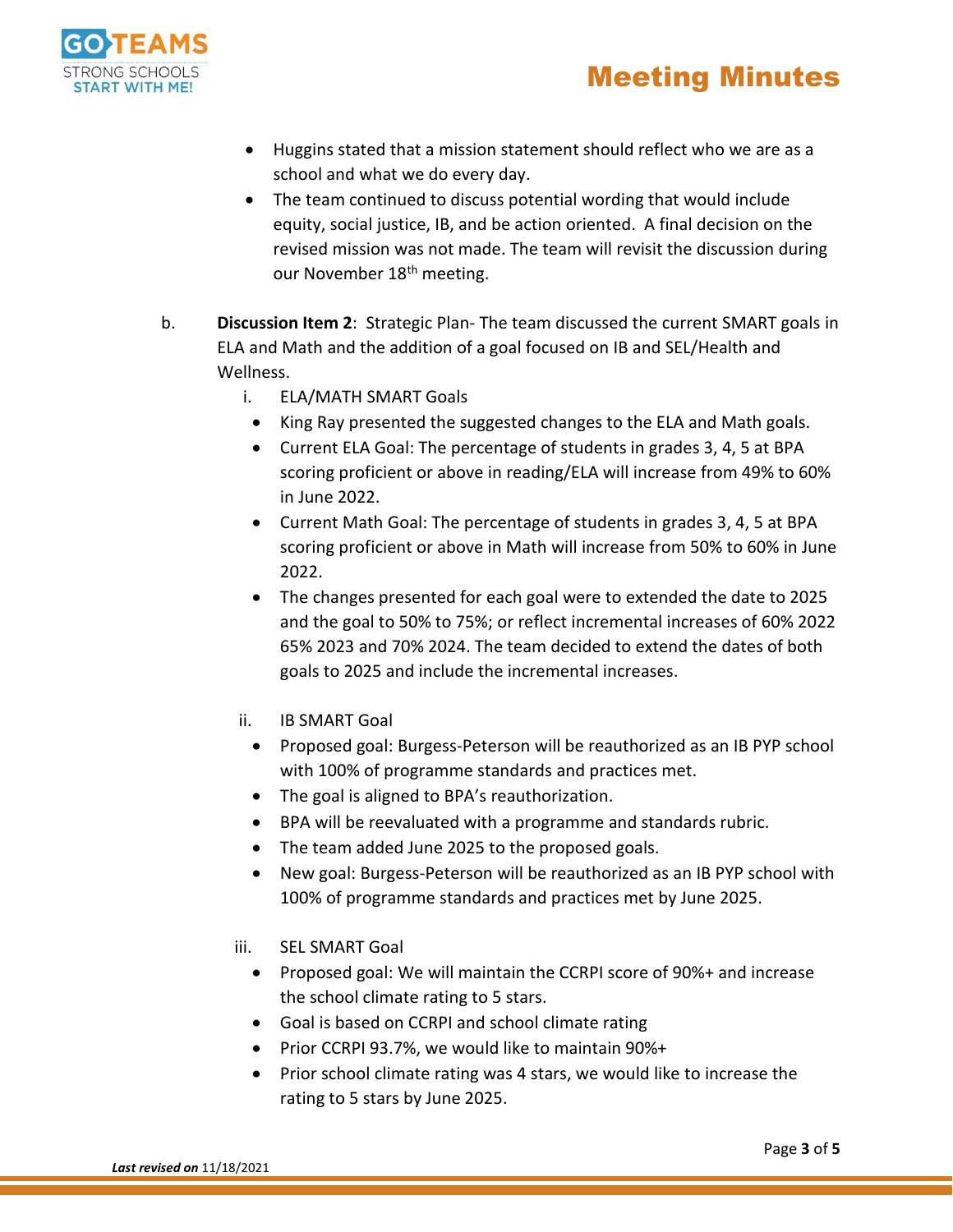- Huggins stated that a mission statement should reflect who we are as a school and what we do every day.
- The team continued to discuss potential wording that would include equity, social justice, IB, and be action oriented. A final decision on the revised mission was not made. The team will revisit the discussion during our November 18th meeting.

b. **Discussion Item 2**: Strategic Plan- The team discussed the current SMART goals in ELA and Math and the addition of a goal focused on IB and SEL/Health and Wellness.

   i. ELA/MATH SMART Goals

   - King Ray presented the suggested changes to the ELA and Math goals.
   - Current ELA Goal: The percentage of students in grades 3, 4, 5 at BPA scoring proficient or above in reading/ELA will increase from 49% to 60% in June 2022.
   - Current Math Goal: The percentage of students in grades 3, 4, 5 at BPA scoring proficient or above in Math will increase from 50% to 60% in June 2022.
   - The changes presented for each goal were to extended the date to 2025 and the goal to 50% to 75%; or reflect incremental increases of 60% 2022 65% 2023 and 70% 2024. The team decided to extend the dates of both goals to 2025 and include the incremental increases.

   ii. IB SMART Goal

   - Proposed goal: Burgess-Peterson will be reauthorized as an IB PYP school with 100% of programme standards and practices met.
   - The goal is aligned to BPA's reauthorization.
   - BPA will be reevaluated with a programme and standards rubric.
   - The team added June 2025 to the proposed goals.
   - New goal: Burgess-Peterson will be reauthorized as an IB PYP school with 100% of programme standards and practices met by June 2025.

   iii. SEL SMART Goal

   - Proposed goal: We will maintain the CCRPI score of 90%+ and increase the school climate rating to 5 stars.
   - Goal is based on CCRPI and school climate rating
   - Prior CCRPI 93.7%, we would like to maintain 90%+
   - Prior school climate rating was 4 stars, we would like to increase the rating to 5 stars by June 2025.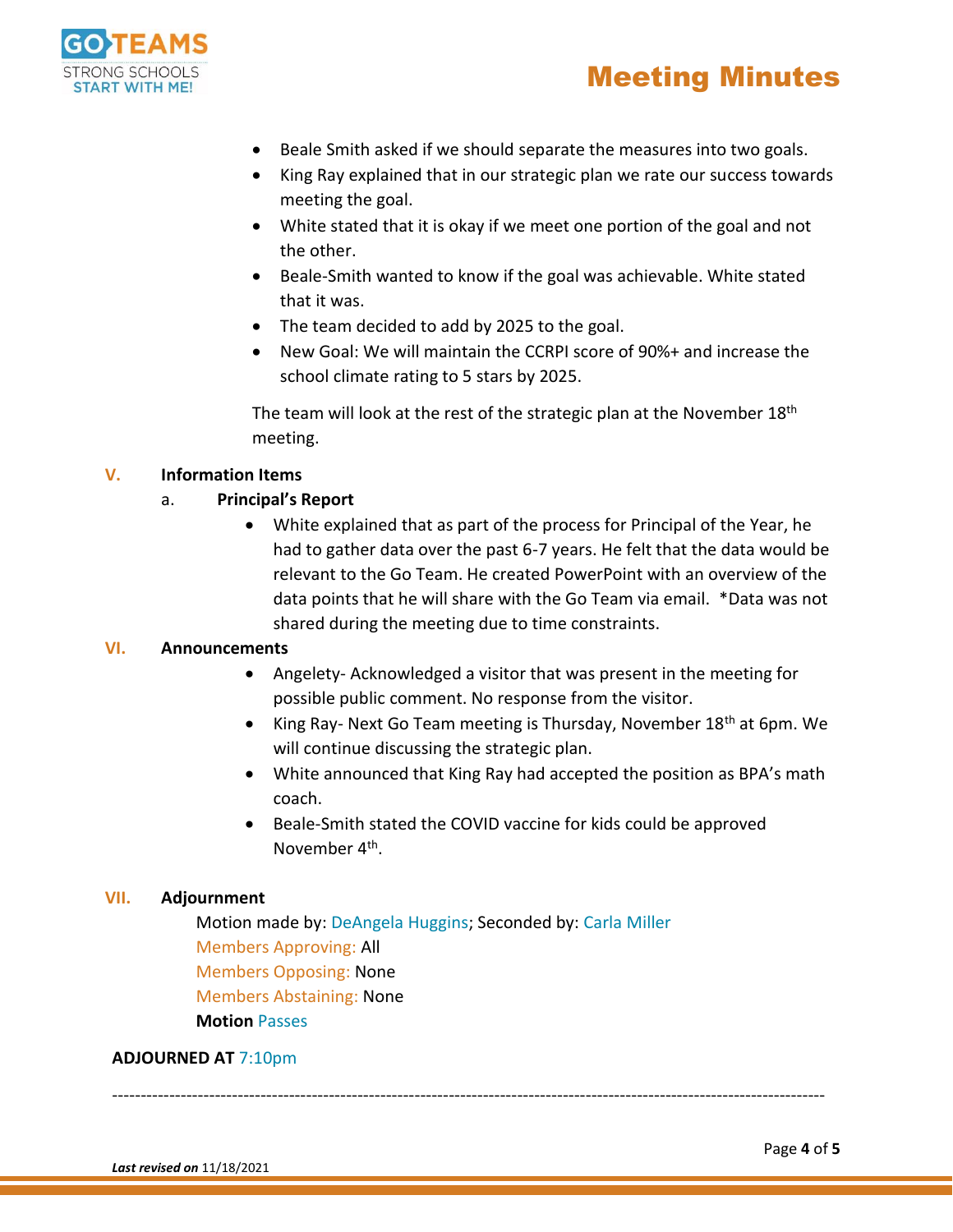- Beale Smith asked if we should separate the measures into two goals.
- King Ray explained that in our strategic plan we rate our success towards meeting the goal.
- White stated that it is okay if we meet one portion of the goal and not the other.
- Beale-Smith wanted to know if the goal was achievable. White stated that it was.
- The team decided to add by 2025 to the goal.
- New Goal: We will maintain the CCRPI score of 90%+ and increase the school climate rating to 5 stars by 2025.

The team will look at the rest of the strategic plan at the November 18th meeting.

## V. Information Items

### a. Principal's Report

- White explained that as part of the process for Principal of the Year, he had to gather data over the past 6-7 years. He felt that the data would be relevant to the Go Team. He created PowerPoint with an overview of the data points that he will share with the Go Team via email. *Data was not shared during the meeting due to time constraints.

## VI. Announcements

- Angelety- Acknowledged a visitor that was present in the meeting for possible public comment. No response from the visitor.
- King Ray- Next Go Team meeting is Thursday, November 18th at 6pm. We will continue discussing the strategic plan.
- White announced that King Ray had accepted the position as BPA's math coach.
- Beale-Smith stated the COVID vaccine for kids could be approved November 4th.

## VII. Adjournment

Motion made by: DeAngela Huggins; Seconded by: Carla Miller
Members Approving: All
Members Opposing: None
Members Abstaining: None
**Motion** Passes

**ADJOURNED AT** 7:10pm

---

***Last revised on*** 11/18/2021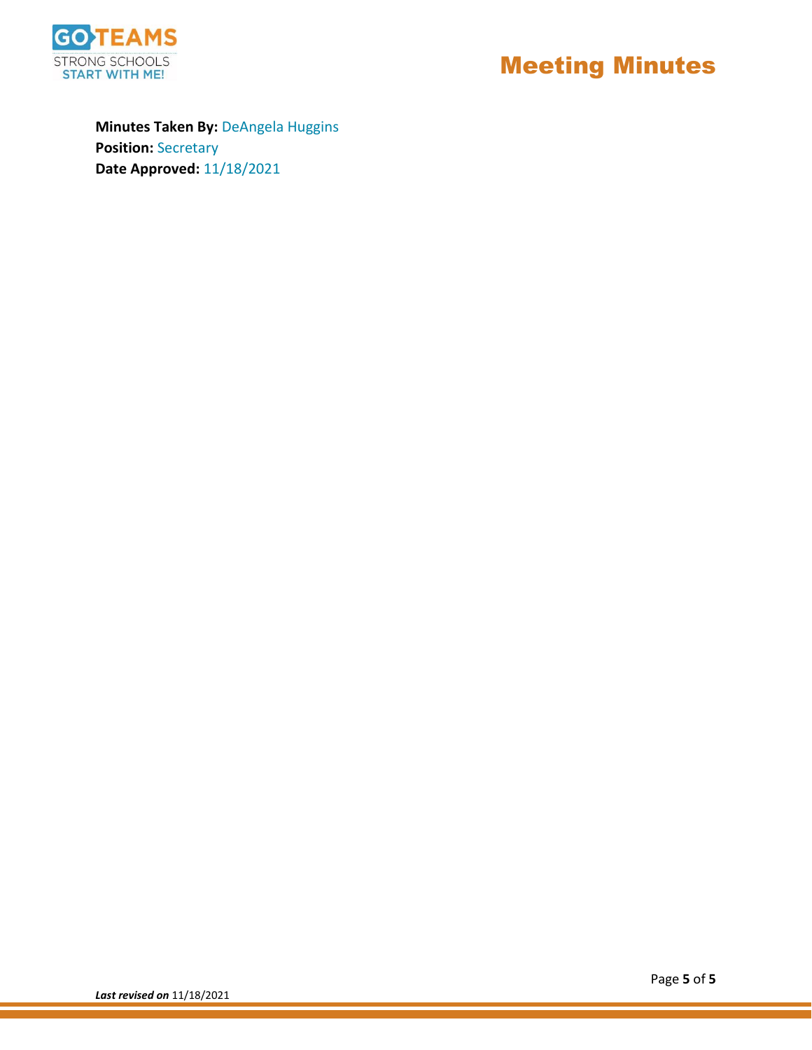**Minutes Taken By:** DeAngela Huggins
**Position:** Secretary
**Date Approved:** 11/18/2021